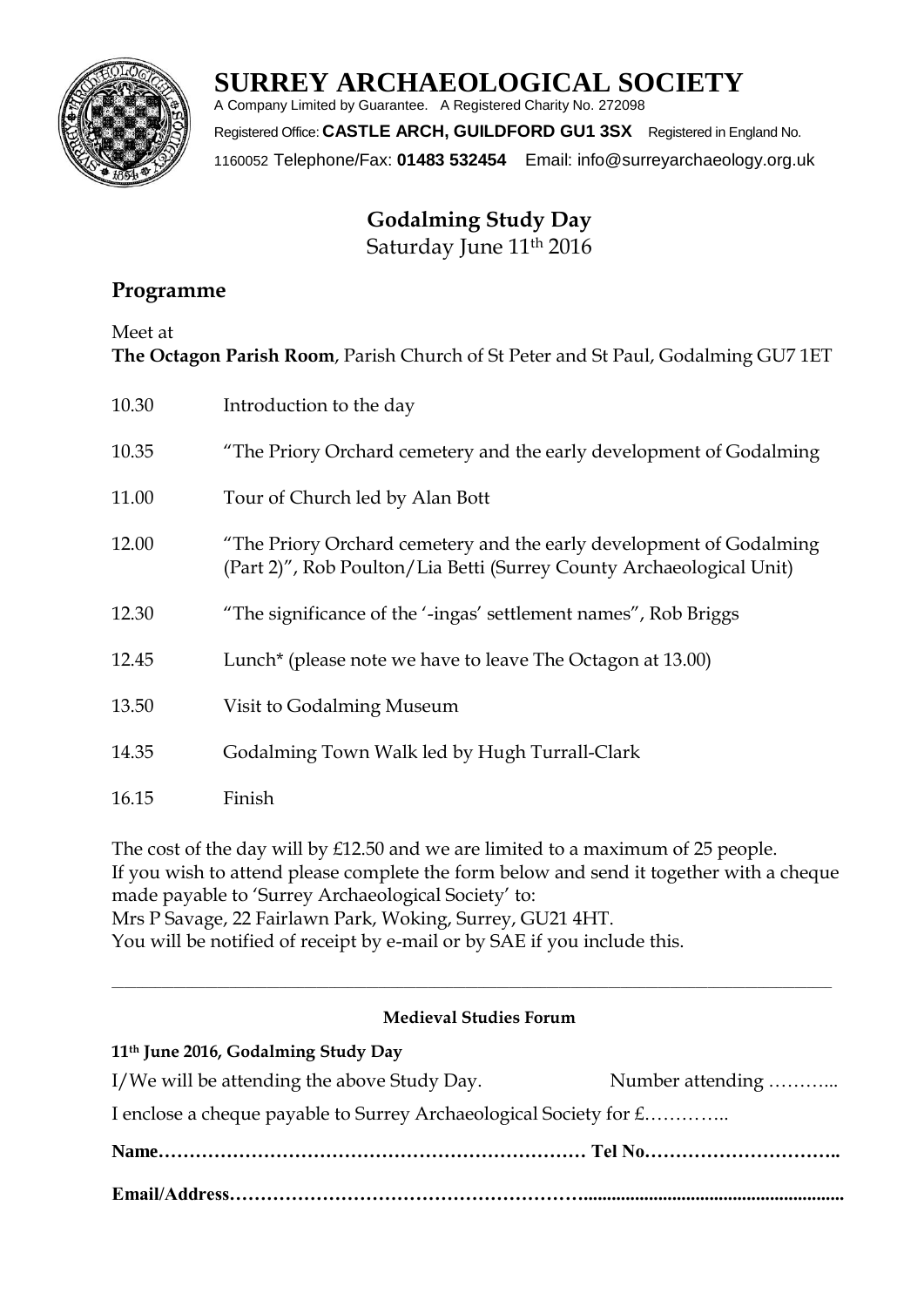# SURREY ARCHAEOLOGICAL SOCIETY

A Company Limited by Guarantee. A Registered Charity No. 272098
Registered Office: **CASTLE ARCH, GUILDFORD GU1 3SX** Registered in England No. 1160052 Telephone/Fax: **01483 532454** Email: info@surreyarchaeology.org.uk

## Godalming Study Day

Saturday June 11th 2016

## Programme

Meet at
**The Octagon Parish Room**, Parish Church of St Peter and St Paul, Godalming GU7 1ET

| | |
|---|---|
| 10.30 | Introduction to the day |
| 10.35 | "The Priory Orchard cemetery and the early development of Godalming |
| 11.00 | Tour of Church led by Alan Bott |
| 12.00 | "The Priory Orchard cemetery and the early development of Godalming (Part 2)", Rob Poulton/Lia Betti (Surrey County Archaeological Unit) |
| 12.30 | "The significance of the '-ingas' settlement names", Rob Briggs |
| 12.45 | Lunch* (please note we have to leave The Octagon at 13.00) |
| 13.50 | Visit to Godalming Museum |
| 14.35 | Godalming Town Walk led by Hugh Turrall-Clark |
| 16.15 | Finish |

The cost of the day will by £12.50 and we are limited to a maximum of 25 people.
If you wish to attend please complete the form below and send it together with a cheque made payable to 'Surrey Archaeological Society' to:
Mrs P Savage, 22 Fairlawn Park, Woking, Surrey, GU21 4HT.
You will be notified of receipt by e-mail or by SAE if you include this.

---

**Medieval Studies Forum**

**11th June 2016, Godalming Study Day**

I/We will be attending the above Study Day. Number attending ………..

I enclose a cheque payable to Surrey Archaeological Society for £…………..

**Name………………………………………………………… Tel No…………………………..**

**Email/Address…………………………………………………........................................................**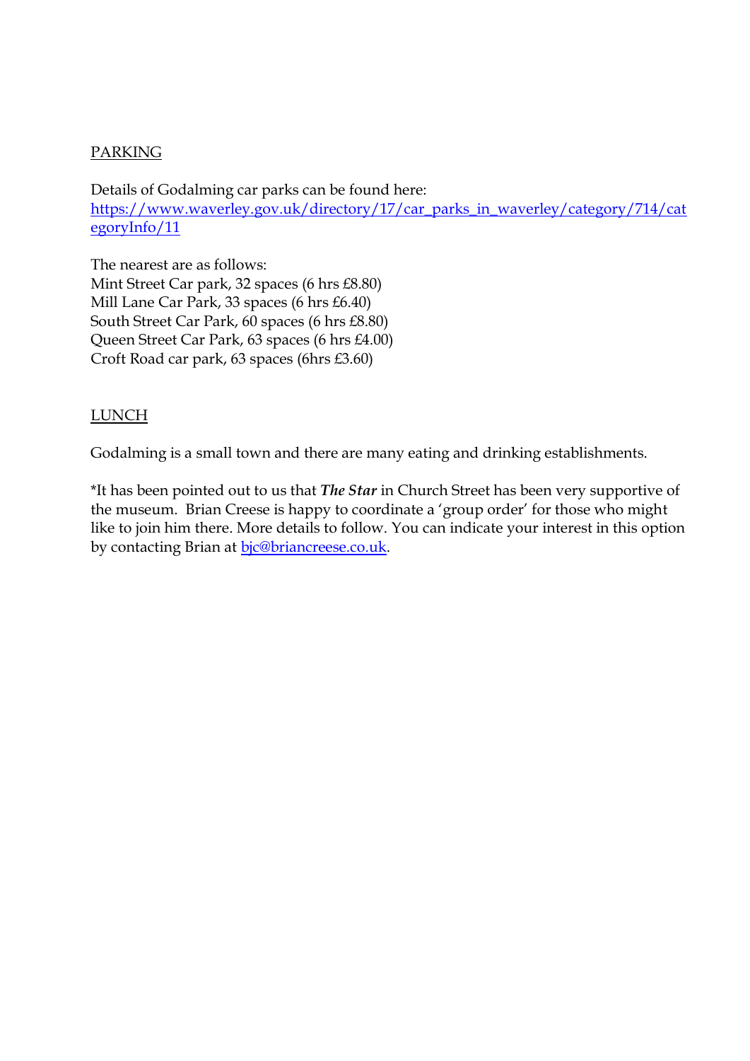## PARKING

Details of Godalming car parks can be found here: https://www.waverley.gov.uk/directory/17/car_parks_in_waverley/category/714/categoryInfo/11

The nearest are as follows:
Mint Street Car park, 32 spaces (6 hrs £8.80)
Mill Lane Car Park, 33 spaces (6 hrs £6.40)
South Street Car Park, 60 spaces (6 hrs £8.80)
Queen Street Car Park, 63 spaces (6 hrs £4.00)
Croft Road car park, 63 spaces (6hrs £3.60)

## LUNCH

Godalming is a small town and there are many eating and drinking establishments.

*It has been pointed out to us that ***The Star*** in Church Street has been very supportive of the museum. Brian Creese is happy to coordinate a 'group order' for those who might like to join him there. More details to follow. You can indicate your interest in this option by contacting Brian at bjc@briancreese.co.uk.